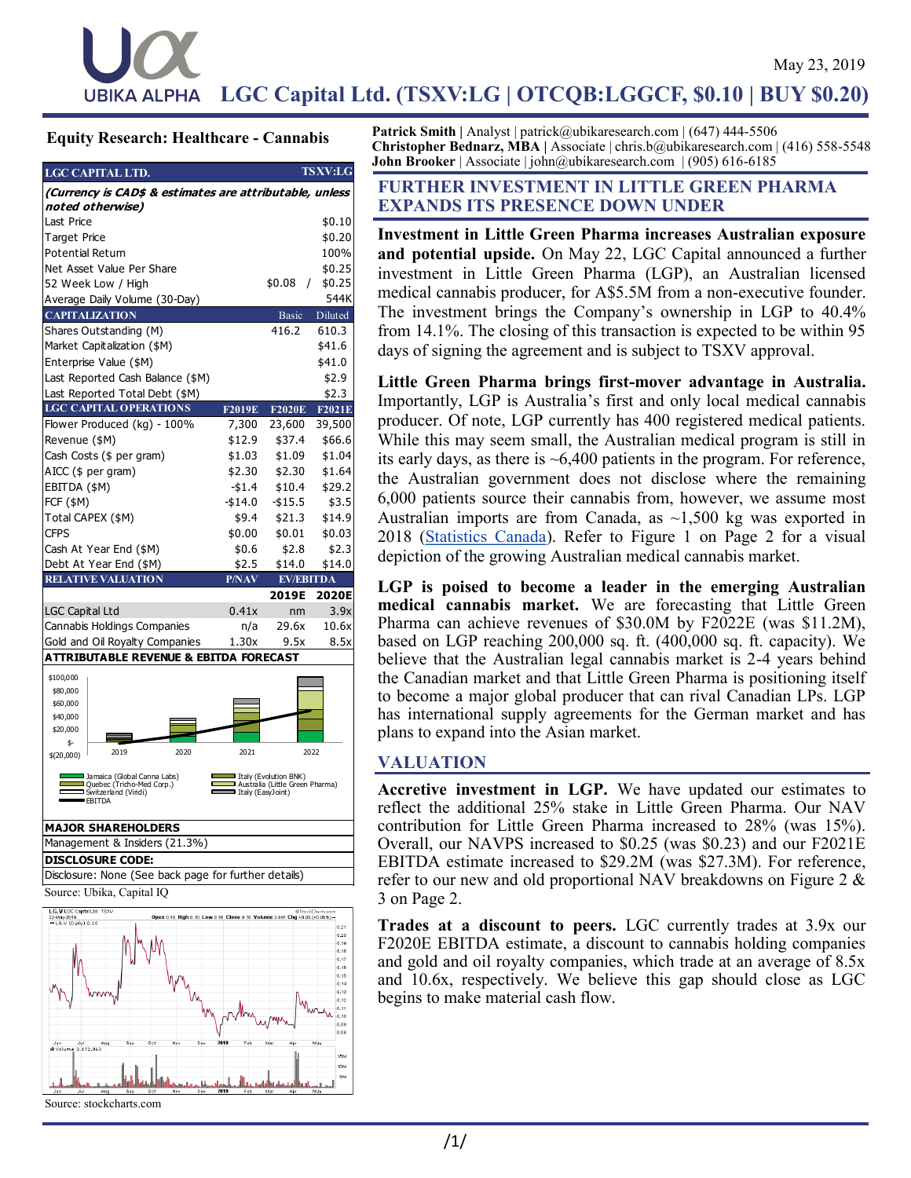May 23, 2019

# LGC Capital Ltd. (TSXV:LG | OTCQB:LGGCF, $0.10 | BUY $0.20)

**Equity Research: Healthcare - Cannabis**

**Patrick Smith** | Analyst | patrick@ubikaresearch.com | (647) 444-5506
**Christopher Bednarz, MBA** | Associate | chris.b@ubikaresearch.com | (416) 558-5548
**John Brooker** | Associate | john@ubikaresearch.com | (905) 616-6185

| LGC CAPITAL LTD. | | TSXV:LG |
|---|---|---|
| *(Currency is CAD$ & estimates are attributable, unless noted otherwise)* | | |
| Last Price | | $0.10 |
| Target Price | | $0.20 |
| Potential Return | | 100% |
| Net Asset Value Per Share | | $0.25 |
| 52 Week Low / High | $0.08 / | $0.25 |
| Average Daily Volume (30-Day) | | 544K |

| CAPITALIZATION | Basic | Diluted |
|---|---|---|
| Shares Outstanding (M) | 416.2 | 610.3 |
| Market Capitalization ($M) | | $41.6 |
| Enterprise Value ($M) | | $41.0 |
| Last Reported Cash Balance ($M) | | $2.9 |
| Last Reported Total Debt ($M) | | $2.3 |

| LGC CAPITAL OPERATIONS | F2019E | F2020E | F2021E |
|---|---|---|---|
| Flower Produced (kg) - 100% | 7,300 | 23,600 | 39,500 |
| Revenue ($M) | $12.9 | $37.4 | $66.6 |
| Cash Costs ($ per gram) | $1.03 | $1.09 | $1.04 |
| AICC ($ per gram) | $2.30 | $2.30 | $1.64 |
| EBITDA ($M) | -$1.4 | $10.4 | $29.2 |
| FCF ($M) | -$14.0 | -$15.5 | $3.5 |
| Total CAPEX ($M) | $9.4 | $21.3 | $14.9 |
| CFPS | $0.00 | $0.01 | $0.03 |
| Cash At Year End ($M) | $0.6 | $2.8 | $2.3 |
| Debt At Year End ($M) | $2.5 | $14.0 | $14.0 |

| RELATIVE VALUATION | P/NAV | EV/EBITDA 2019E | EV/EBITDA 2020E |
|---|---|---|---|
| LGC Capital Ltd | 0.41x | nm | 3.9x |
| Cannabis Holdings Companies | n/a | 29.6x | 10.6x |
| Gold and Oil Royalty Companies | 1.30x | 9.5x | 8.5x |

**ATTRIBUTABLE REVENUE & EBITDA FORECAST**

Legend: Jamaica (Global Canna Labs); Quebec (Tricho-Med Corp.); Switzerland (Viridi); EBITDA; Italy (Evolution BNK); Australia (Little Green Pharma); Italy (EasyJoint)

**MAJOR SHAREHOLDERS**

Management & Insiders (21.3%)

**DISCLOSURE CODE:**

Disclosure: None (See back page for further details)

Source: Ubika, Capital IQ

Source: stockcharts.com

## FURTHER INVESTMENT IN LITTLE GREEN PHARMA EXPANDS ITS PRESENCE DOWN UNDER

**Investment in Little Green Pharma increases Australian exposure and potential upside.** On May 22, LGC Capital announced a further investment in Little Green Pharma (LGP), an Australian licensed medical cannabis producer, for A$5.5M from a non-executive founder. The investment brings the Company's ownership in LGP to 40.4% from 14.1%. The closing of this transaction is expected to be within 95 days of signing the agreement and is subject to TSXV approval.

**Little Green Pharma brings first-mover advantage in Australia.** Importantly, LGP is Australia's first and only local medical cannabis producer. Of note, LGP currently has 400 registered medical patients. While this may seem small, the Australian medical program is still in its early days, as there is ~6,400 patients in the program. For reference, the Australian government does not disclose where the remaining 6,000 patients source their cannabis from, however, we assume most Australian imports are from Canada, as ~1,500 kg was exported in 2018 (Statistics Canada). Refer to Figure 1 on Page 2 for a visual depiction of the growing Australian medical cannabis market.

**LGP is poised to become a leader in the emerging Australian medical cannabis market.** We are forecasting that Little Green Pharma can achieve revenues of $30.0M by F2022E (was $11.2M), based on LGP reaching 200,000 sq. ft. (400,000 sq. ft. capacity). We believe that the Australian legal cannabis market is 2-4 years behind the Canadian market and that Little Green Pharma is positioning itself to become a major global producer that can rival Canadian LPs. LGP has international supply agreements for the German market and has plans to expand into the Asian market.

## VALUATION

**Accretive investment in LGP.** We have updated our estimates to reflect the additional 25% stake in Little Green Pharma. Our NAV contribution for Little Green Pharma increased to 28% (was 15%). Overall, our NAVPS increased to $0.25 (was $0.23) and our F2021E EBITDA estimate increased to $29.2M (was $27.3M). For reference, refer to our new and old proportional NAV breakdowns on Figure 2 & 3 on Page 2.

**Trades at a discount to peers.** LGC currently trades at 3.9x our F2020E EBITDA estimate, a discount to cannabis holding companies and gold and oil royalty companies, which trade at an average of 8.5x and 10.6x, respectively. We believe this gap should close as LGC begins to make material cash flow.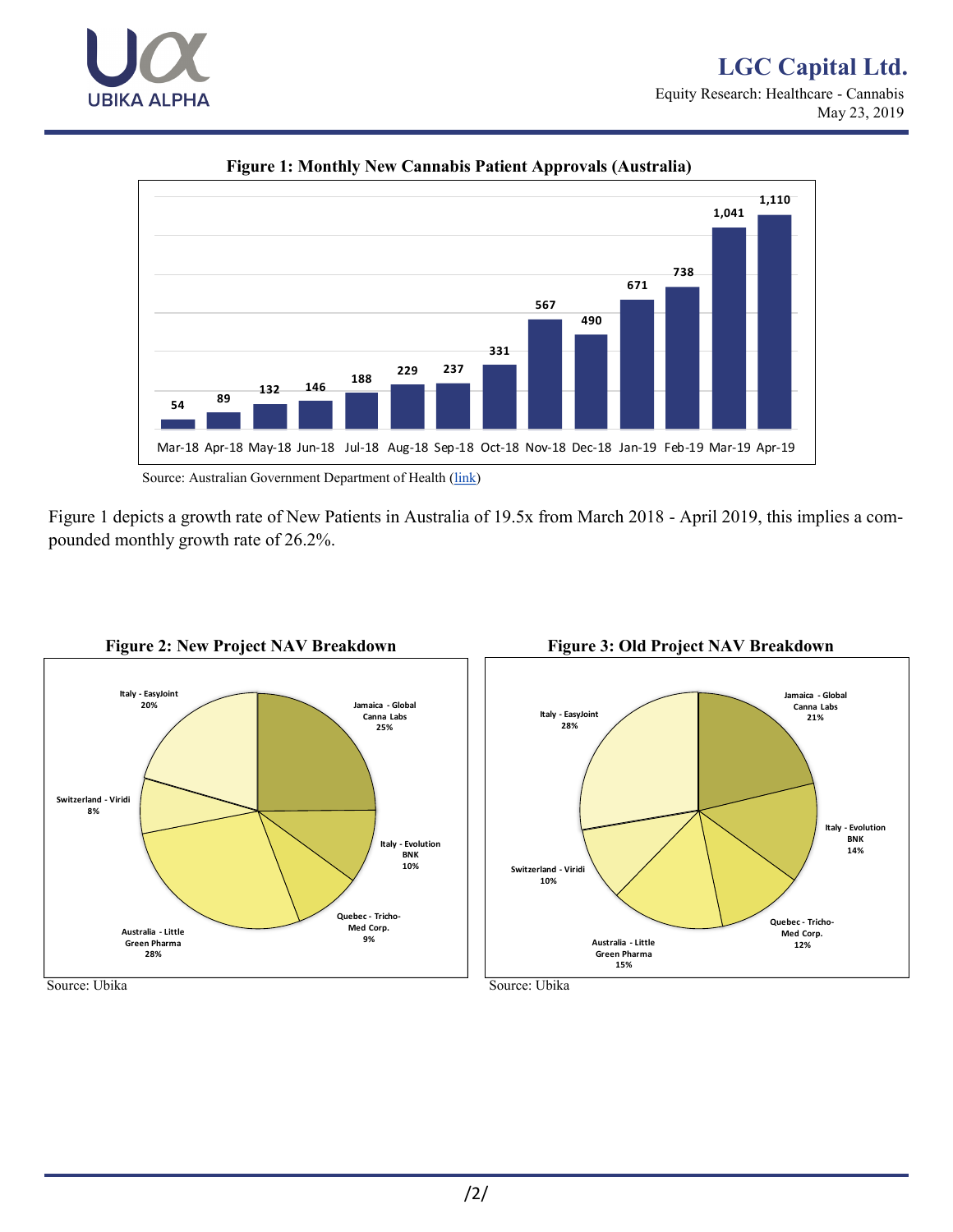**Figure 1: Monthly New Cannabis Patient Approvals (Australia)**

| Month | New Patient Approvals |
|---|---|
| Mar-18 | 54 |
| Apr-18 | 89 |
| May-18 | 132 |
| Jun-18 | 146 |
| Jul-18 | 188 |
| Aug-18 | 229 |
| Sep-18 | 237 |
| Oct-18 | 331 |
| Nov-18 | 567 |
| Dec-18 | 490 |
| Jan-19 | 671 |
| Feb-19 | 738 |
| Mar-19 | 1,041 |
| Apr-19 | 1,110 |

Source: Australian Government Department of Health (link)

Figure 1 depicts a growth rate of New Patients in Australia of 19.5x from March 2018 - April 2019, this implies a compounded monthly growth rate of 26.2%.

**Figure 2: New Project NAV Breakdown**

| Project | Share |
|---|---|
| Jamaica - Global Canna Labs | 25% |
| Italy - Evolution BNK | 10% |
| Quebec - Tricho-Med Corp. | 9% |
| Australia - Little Green Pharma | 28% |
| Switzerland - Viridi | 8% |
| Italy - EasyJoint | 20% |

Source: Ubika

**Figure 3: Old Project NAV Breakdown**

| Project | Share |
|---|---|
| Jamaica - Global Canna Labs | 21% |
| Italy - Evolution BNK | 14% |
| Quebec - Tricho-Med Corp. | 12% |
| Australia - Little Green Pharma | 15% |
| Switzerland - Viridi | 10% |
| Italy - EasyJoint | 28% |

Source: Ubika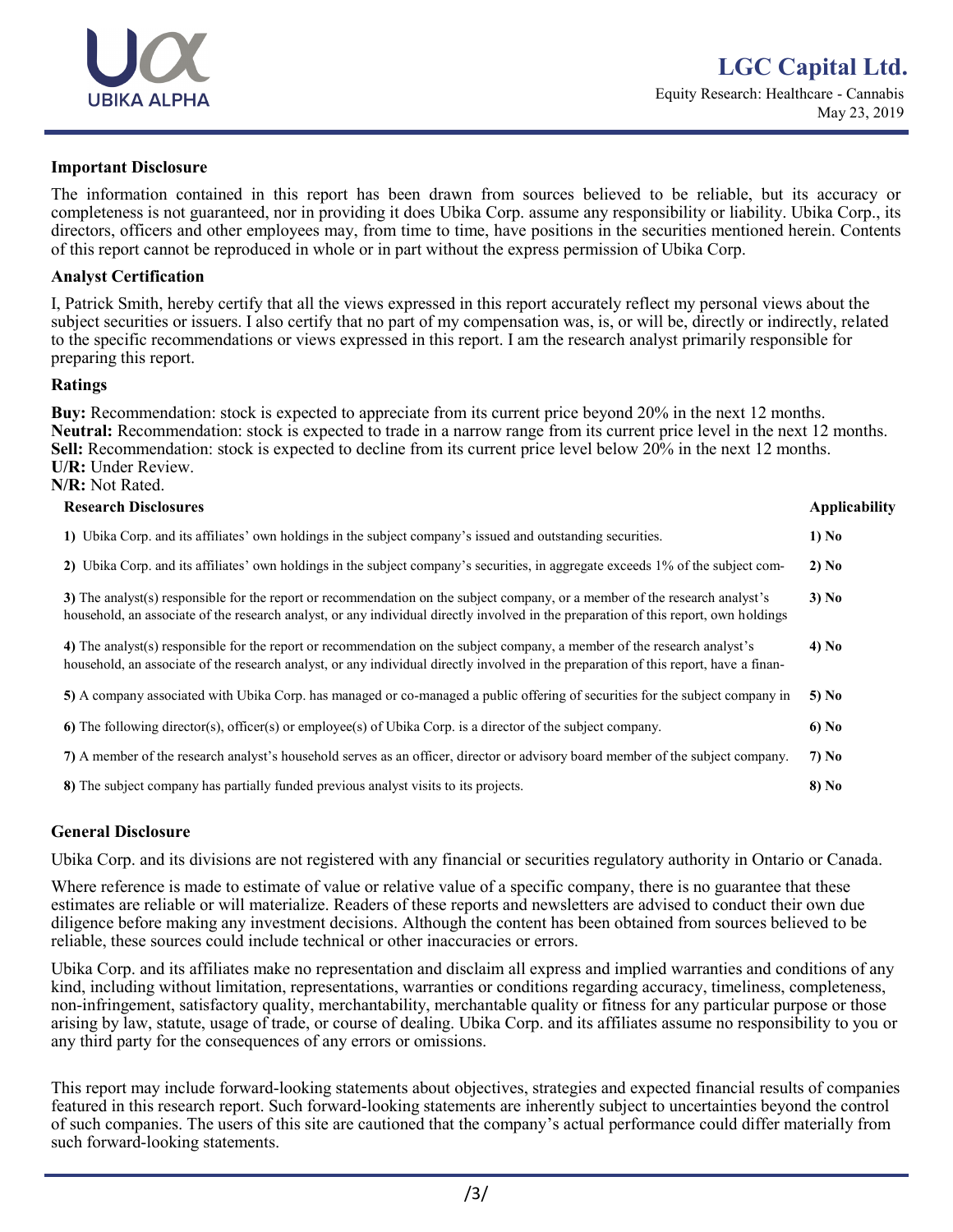## Important Disclosure

The information contained in this report has been drawn from sources believed to be reliable, but its accuracy or completeness is not guaranteed, nor in providing it does Ubika Corp. assume any responsibility or liability. Ubika Corp., its directors, officers and other employees may, from time to time, have positions in the securities mentioned herein. Contents of this report cannot be reproduced in whole or in part without the express permission of Ubika Corp.

## Analyst Certification

I, Patrick Smith, hereby certify that all the views expressed in this report accurately reflect my personal views about the subject securities or issuers. I also certify that no part of my compensation was, is, or will be, directly or indirectly, related to the specific recommendations or views expressed in this report. I am the research analyst primarily responsible for preparing this report.

## Ratings

**Buy:** Recommendation: stock is expected to appreciate from its current price beyond 20% in the next 12 months.
**Neutral:** Recommendation: stock is expected to trade in a narrow range from its current price level in the next 12 months.
**Sell:** Recommendation: stock is expected to decline from its current price level below 20% in the next 12 months.
**U/R:** Under Review.
**N/R:** Not Rated.

| Research Disclosures | Applicability |
|---|---|
| **1)** Ubika Corp. and its affiliates' own holdings in the subject company's issued and outstanding securities. | **1) No** |
| **2)** Ubika Corp. and its affiliates' own holdings in the subject company's securities, in aggregate exceeds 1% of the subject com- | **2) No** |
| **3)** The analyst(s) responsible for the report or recommendation on the subject company, or a member of the research analyst's household, an associate of the research analyst, or any individual directly involved in the preparation of this report, own holdings | **3) No** |
| **4)** The analyst(s) responsible for the report or recommendation on the subject company, a member of the research analyst's household, an associate of the research analyst, or any individual directly involved in the preparation of this report, have a finan- | **4) No** |
| **5)** A company associated with Ubika Corp. has managed or co-managed a public offering of securities for the subject company in | **5) No** |
| **6)** The following director(s), officer(s) or employee(s) of Ubika Corp. is a director of the subject company. | **6) No** |
| **7)** A member of the research analyst's household serves as an officer, director or advisory board member of the subject company. | **7) No** |
| **8)** The subject company has partially funded previous analyst visits to its projects. | **8) No** |

## General Disclosure

Ubika Corp. and its divisions are not registered with any financial or securities regulatory authority in Ontario or Canada.

Where reference is made to estimate of value or relative value of a specific company, there is no guarantee that these estimates are reliable or will materialize. Readers of these reports and newsletters are advised to conduct their own due diligence before making any investment decisions. Although the content has been obtained from sources believed to be reliable, these sources could include technical or other inaccuracies or errors.

Ubika Corp. and its affiliates make no representation and disclaim all express and implied warranties and conditions of any kind, including without limitation, representations, warranties or conditions regarding accuracy, timeliness, completeness, non-infringement, satisfactory quality, merchantability, merchantable quality or fitness for any particular purpose or those arising by law, statute, usage of trade, or course of dealing. Ubika Corp. and its affiliates assume no responsibility to you or any third party for the consequences of any errors or omissions.

This report may include forward-looking statements about objectives, strategies and expected financial results of companies featured in this research report. Such forward-looking statements are inherently subject to uncertainties beyond the control of such companies. The users of this site are cautioned that the company's actual performance could differ materially from such forward-looking statements.